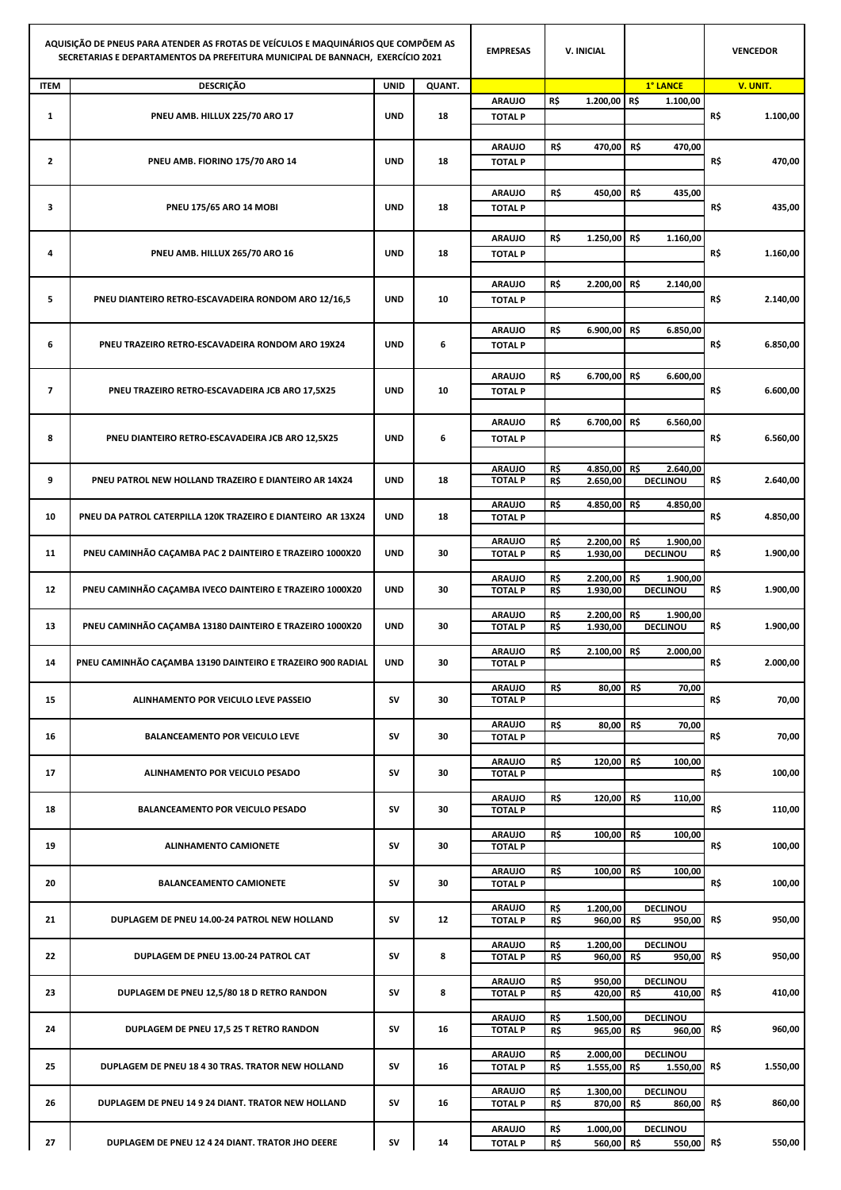| AQUISIÇÃO DE PNEUS PARA ATENDER AS FROTAS DE VEÍCULOS E MAQUINÁRIOS QUE COMPÕEM AS SECRETARIAS E DEPARTAMENTOS DA PREFEITURA MUNICIPAL DE BANNACH, EXERCÍCIO 2021 | | | | EMPRESAS | V. INICIAL | | VENCEDOR |
|---|---|---|---|---|---|---|---|
| ITEM | DESCRIÇÃO | UNID | QUANT. | | | 1° LANCE | V. UNIT. |
| 1 | PNEU AMB. HILLUX 225/70 ARO 17 | UND | 18 | ARAUJO | R$ 1.200,00 | R$ 1.100,00 | R$ 1.100,00 |
| | | | | TOTAL P | | | |
| 2 | PNEU AMB. FIORINO 175/70 ARO 14 | UND | 18 | ARAUJO | R$ 470,00 | R$ 470,00 | R$ 470,00 |
| | | | | TOTAL P | | | |
| 3 | PNEU 175/65 ARO 14 MOBI | UND | 18 | ARAUJO | R$ 450,00 | R$ 435,00 | R$ 435,00 |
| | | | | TOTAL P | | | |
| 4 | PNEU AMB. HILLUX 265/70 ARO 16 | UND | 18 | ARAUJO | R$ 1.250,00 | R$ 1.160,00 | R$ 1.160,00 |
| | | | | TOTAL P | | | |
| 5 | PNEU DIANTEIRO RETRO-ESCAVADEIRA RONDOM ARO 12/16,5 | UND | 10 | ARAUJO | R$ 2.200,00 | R$ 2.140,00 | R$ 2.140,00 |
| | | | | TOTAL P | | | |
| 6 | PNEU TRAZEIRO RETRO-ESCAVADEIRA RONDOM ARO 19X24 | UND | 6 | ARAUJO | R$ 6.900,00 | R$ 6.850,00 | R$ 6.850,00 |
| | | | | TOTAL P | | | |
| 7 | PNEU TRAZEIRO RETRO-ESCAVADEIRA JCB ARO 17,5X25 | UND | 10 | ARAUJO | R$ 6.700,00 | R$ 6.600,00 | R$ 6.600,00 |
| | | | | TOTAL P | | | |
| 8 | PNEU DIANTEIRO RETRO-ESCAVADEIRA JCB ARO 12,5X25 | UND | 6 | ARAUJO | R$ 6.700,00 | R$ 6.560,00 | R$ 6.560,00 |
| | | | | TOTAL P | | | |
| 9 | PNEU PATROL NEW HOLLAND TRAZEIRO E DIANTEIRO AR 14X24 | UND | 18 | ARAUJO | R$ 4.850,00 | R$ 2.640,00 | R$ 2.640,00 |
| | | | | TOTAL P | R$ 2.650,00 | DECLINOU | |
| 10 | PNEU DA PATROL CATERPILLA 120K TRAZEIRO E DIANTEIRO AR 13X24 | UND | 18 | ARAUJO | R$ 4.850,00 | R$ 4.850,00 | R$ 4.850,00 |
| | | | | TOTAL P | | | |
| 11 | PNEU CAMINHÃO CAÇAMBA PAC 2 DAINTEIRO E TRAZEIRO 1000X20 | UND | 30 | ARAUJO | R$ 2.200,00 | R$ 1.900,00 | R$ 1.900,00 |
| | | | | TOTAL P | R$ 1.930,00 | DECLINOU | |
| 12 | PNEU CAMINHÃO CAÇAMBA IVECO DAINTEIRO E TRAZEIRO 1000X20 | UND | 30 | ARAUJO | R$ 2.200,00 | R$ 1.900,00 | R$ 1.900,00 |
| | | | | TOTAL P | R$ 1.930,00 | DECLINOU | |
| 13 | PNEU CAMINHÃO CAÇAMBA 13180 DAINTEIRO E TRAZEIRO 1000X20 | UND | 30 | ARAUJO | R$ 2.200,00 | R$ 1.900,00 | R$ 1.900,00 |
| | | | | TOTAL P | R$ 1.930,00 | DECLINOU | |
| 14 | PNEU CAMINHÃO CAÇAMBA 13190 DAINTEIRO E TRAZEIRO 900 RADIAL | UND | 30 | ARAUJO | R$ 2.100,00 | R$ 2.000,00 | R$ 2.000,00 |
| | | | | TOTAL P | | | |
| 15 | ALINHAMENTO POR VEICULO LEVE PASSEIO | SV | 30 | ARAUJO | R$ 80,00 | R$ 70,00 | R$ 70,00 |
| | | | | TOTAL P | | | |
| 16 | BALANCEAMENTO POR VEICULO LEVE | SV | 30 | ARAUJO | R$ 80,00 | R$ 70,00 | R$ 70,00 |
| | | | | TOTAL P | | | |
| 17 | ALINHAMENTO POR VEICULO PESADO | SV | 30 | ARAUJO | R$ 120,00 | R$ 100,00 | R$ 100,00 |
| | | | | TOTAL P | | | |
| 18 | BALANCEAMENTO POR VEICULO PESADO | SV | 30 | ARAUJO | R$ 120,00 | R$ 110,00 | R$ 110,00 |
| | | | | TOTAL P | | | |
| 19 | ALINHAMENTO CAMIONETE | SV | 30 | ARAUJO | R$ 100,00 | R$ 100,00 | R$ 100,00 |
| | | | | TOTAL P | | | |
| 20 | BALANCEAMENTO CAMIONETE | SV | 30 | ARAUJO | R$ 100,00 | R$ 100,00 | R$ 100,00 |
| | | | | TOTAL P | | | |
| 21 | DUPLAGEM DE PNEU 14.00-24 PATROL NEW HOLLAND | SV | 12 | ARAUJO | R$ 1.200,00 | DECLINOU | |
| | | | | TOTAL P | R$ 960,00 | R$ 950,00 | R$ 950,00 |
| 22 | DUPLAGEM DE PNEU 13.00-24 PATROL CAT | SV | 8 | ARAUJO | R$ 1.200,00 | DECLINOU | |
| | | | | TOTAL P | R$ 960,00 | R$ 950,00 | R$ 950,00 |
| 23 | DUPLAGEM DE PNEU 12,5/80 18 D RETRO RANDON | SV | 8 | ARAUJO | R$ 950,00 | DECLINOU | |
| | | | | TOTAL P | R$ 420,00 | R$ 410,00 | R$ 410,00 |
| 24 | DUPLAGEM DE PNEU 17,5 25 T RETRO RANDON | SV | 16 | ARAUJO | R$ 1.500,00 | DECLINOU | |
| | | | | TOTAL P | R$ 965,00 | R$ 960,00 | R$ 960,00 |
| 25 | DUPLAGEM DE PNEU 18 4 30 TRAS. TRATOR NEW HOLLAND | SV | 16 | ARAUJO | R$ 2.000,00 | DECLINOU | |
| | | | | TOTAL P | R$ 1.555,00 | R$ 1.550,00 | R$ 1.550,00 |
| 26 | DUPLAGEM DE PNEU 14 9 24 DIANT. TRATOR NEW HOLLAND | SV | 16 | ARAUJO | R$ 1.300,00 | DECLINOU | |
| | | | | TOTAL P | R$ 870,00 | R$ 860,00 | R$ 860,00 |
| 27 | DUPLAGEM DE PNEU 12 4 24 DIANT. TRATOR JHO DEERE | SV | 14 | ARAUJO | R$ 1.000,00 | DECLINOU | |
| | | | | TOTAL P | R$ 560,00 | R$ 550,00 | R$ 550,00 |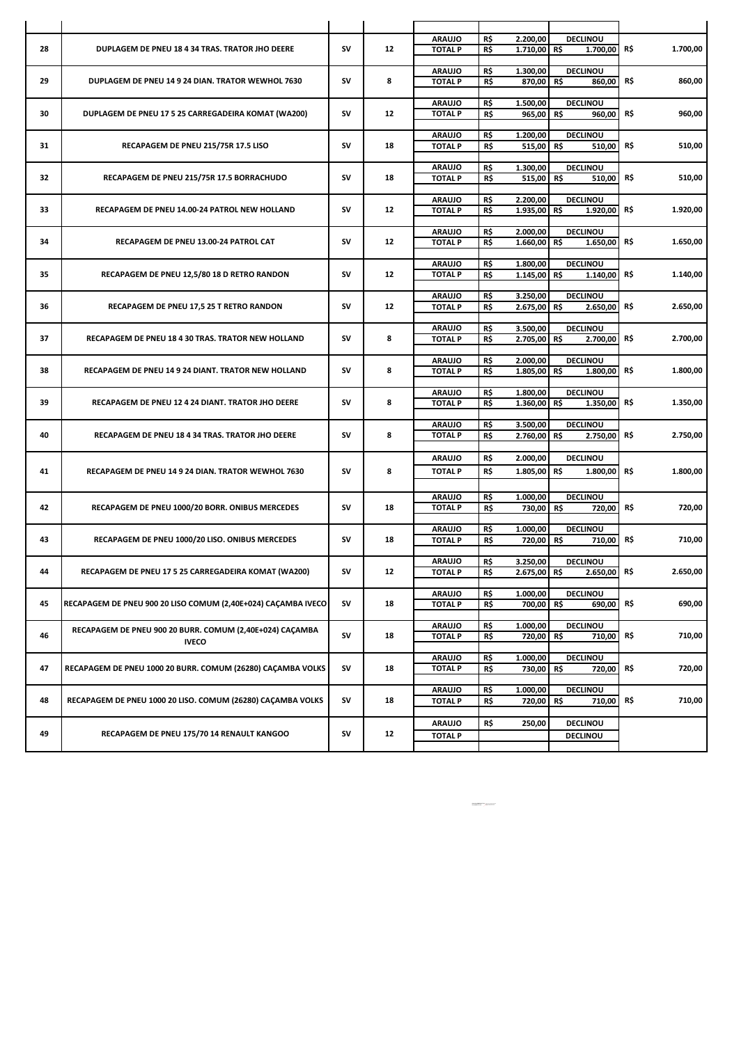| | | | | | | | |
|---|---|---|---|---|---|---|---|
| 28 | DUPLAGEM DE PNEU 18 4 34 TRAS. TRATOR JHO DEERE | SV | 12 | ARAUJO | R$ 2.200,00 | DECLINOU | |
| | | | | TOTAL P | R$ 1.710,00 | R$ 1.700,00 | R$ 1.700,00 |
| 29 | DUPLAGEM DE PNEU 14 9 24 DIAN. TRATOR WEWHOL 7630 | SV | 8 | ARAUJO | R$ 1.300,00 | DECLINOU | |
| | | | | TOTAL P | R$ 870,00 | R$ 860,00 | R$ 860,00 |
| 30 | DUPLAGEM DE PNEU 17 5 25 CARREGADEIRA KOMAT (WA200) | SV | 12 | ARAUJO | R$ 1.500,00 | DECLINOU | |
| | | | | TOTAL P | R$ 965,00 | R$ 960,00 | R$ 960,00 |
| 31 | RECAPAGEM DE PNEU 215/75R 17.5 LISO | SV | 18 | ARAUJO | R$ 1.200,00 | DECLINOU | |
| | | | | TOTAL P | R$ 515,00 | R$ 510,00 | R$ 510,00 |
| 32 | RECAPAGEM DE PNEU 215/75R 17.5 BORRACHUDO | SV | 18 | ARAUJO | R$ 1.300,00 | DECLINOU | |
| | | | | TOTAL P | R$ 515,00 | R$ 510,00 | R$ 510,00 |
| 33 | RECAPAGEM DE PNEU 14.00-24 PATROL NEW HOLLAND | SV | 12 | ARAUJO | R$ 2.200,00 | DECLINOU | |
| | | | | TOTAL P | R$ 1.935,00 | R$ 1.920,00 | R$ 1.920,00 |
| 34 | RECAPAGEM DE PNEU 13.00-24 PATROL CAT | SV | 12 | ARAUJO | R$ 2.000,00 | DECLINOU | |
| | | | | TOTAL P | R$ 1.660,00 | R$ 1.650,00 | R$ 1.650,00 |
| 35 | RECAPAGEM DE PNEU 12,5/80 18 D RETRO RANDON | SV | 12 | ARAUJO | R$ 1.800,00 | DECLINOU | |
| | | | | TOTAL P | R$ 1.145,00 | R$ 1.140,00 | R$ 1.140,00 |
| 36 | RECAPAGEM DE PNEU 17,5 25 T RETRO RANDON | SV | 12 | ARAUJO | R$ 3.250,00 | DECLINOU | |
| | | | | TOTAL P | R$ 2.675,00 | R$ 2.650,00 | R$ 2.650,00 |
| 37 | RECAPAGEM DE PNEU 18 4 30 TRAS. TRATOR NEW HOLLAND | SV | 8 | ARAUJO | R$ 3.500,00 | DECLINOU | |
| | | | | TOTAL P | R$ 2.705,00 | R$ 2.700,00 | R$ 2.700,00 |
| 38 | RECAPAGEM DE PNEU 14 9 24 DIANT. TRATOR NEW HOLLAND | SV | 8 | ARAUJO | R$ 2.000,00 | DECLINOU | |
| | | | | TOTAL P | R$ 1.805,00 | R$ 1.800,00 | R$ 1.800,00 |
| 39 | RECAPAGEM DE PNEU 12 4 24 DIANT. TRATOR JHO DEERE | SV | 8 | ARAUJO | R$ 1.800,00 | DECLINOU | |
| | | | | TOTAL P | R$ 1.360,00 | R$ 1.350,00 | R$ 1.350,00 |
| 40 | RECAPAGEM DE PNEU 18 4 34 TRAS. TRATOR JHO DEERE | SV | 8 | ARAUJO | R$ 3.500,00 | DECLINOU | |
| | | | | TOTAL P | R$ 2.760,00 | R$ 2.750,00 | R$ 2.750,00 |
| 41 | RECAPAGEM DE PNEU 14 9 24 DIAN. TRATOR WEWHOL 7630 | SV | 8 | ARAUJO | R$ 2.000,00 | DECLINOU | |
| | | | | TOTAL P | R$ 1.805,00 | R$ 1.800,00 | R$ 1.800,00 |
| 42 | RECAPAGEM DE PNEU 1000/20 BORR. ONIBUS MERCEDES | SV | 18 | ARAUJO | R$ 1.000,00 | DECLINOU | |
| | | | | TOTAL P | R$ 730,00 | R$ 720,00 | R$ 720,00 |
| 43 | RECAPAGEM DE PNEU 1000/20 LISO. ONIBUS MERCEDES | SV | 18 | ARAUJO | R$ 1.000,00 | DECLINOU | |
| | | | | TOTAL P | R$ 720,00 | R$ 710,00 | R$ 710,00 |
| 44 | RECAPAGEM DE PNEU 17 5 25 CARREGADEIRA KOMAT (WA200) | SV | 12 | ARAUJO | R$ 3.250,00 | DECLINOU | |
| | | | | TOTAL P | R$ 2.675,00 | R$ 2.650,00 | R$ 2.650,00 |
| 45 | RECAPAGEM DE PNEU 900 20 LISO COMUM (2,40E+024) CAÇAMBA IVECO | SV | 18 | ARAUJO | R$ 1.000,00 | DECLINOU | |
| | | | | TOTAL P | R$ 700,00 | R$ 690,00 | R$ 690,00 |
| 46 | RECAPAGEM DE PNEU 900 20 BURR. COMUM (2,40E+024) CAÇAMBA IVECO | SV | 18 | ARAUJO | R$ 1.000,00 | DECLINOU | |
| | | | | TOTAL P | R$ 720,00 | R$ 710,00 | R$ 710,00 |
| 47 | RECAPAGEM DE PNEU 1000 20 BURR. COMUM (26280) CAÇAMBA VOLKS | SV | 18 | ARAUJO | R$ 1.000,00 | DECLINOU | |
| | | | | TOTAL P | R$ 730,00 | R$ 720,00 | R$ 720,00 |
| 48 | RECAPAGEM DE PNEU 1000 20 LISO. COMUM (26280) CAÇAMBA VOLKS | SV | 18 | ARAUJO | R$ 1.000,00 | DECLINOU | |
| | | | | TOTAL P | R$ 720,00 | R$ 710,00 | R$ 710,00 |
| 49 | RECAPAGEM DE PNEU 175/70 14 RENAULT KANGOO | SV | 12 | ARAUJO | R$ 250,00 | DECLINOU | |
| | | | | TOTAL P | | DECLINOU | |